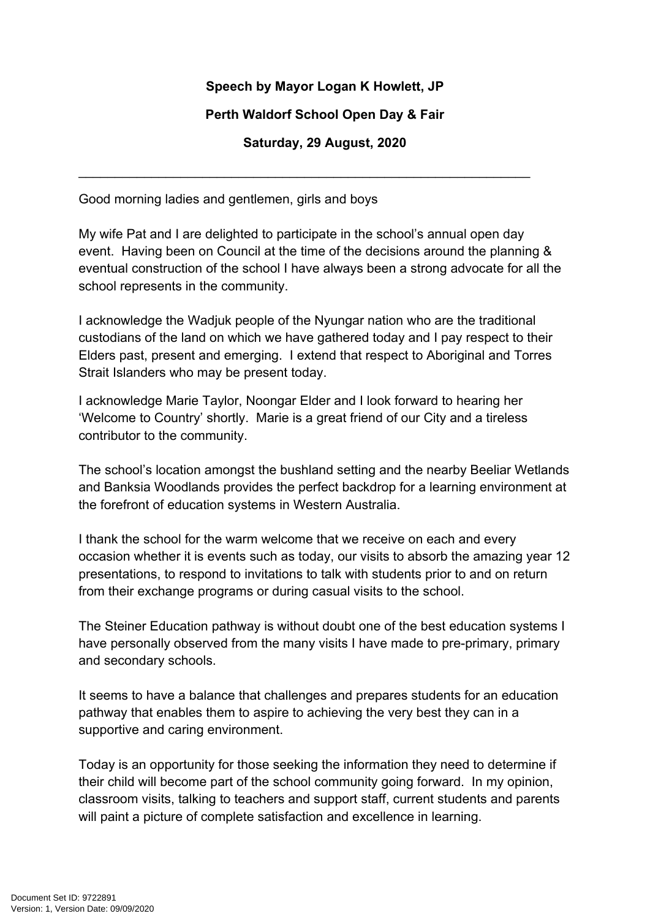**Speech by Mayor Logan K Howlett, JP**

**Perth Waldorf School Open Day & Fair**

**Saturday, 29 August, 2020**

---

Good morning ladies and gentlemen, girls and boys

My wife Pat and I are delighted to participate in the school's annual open day event. Having been on Council at the time of the decisions around the planning & eventual construction of the school I have always been a strong advocate for all the school represents in the community.

I acknowledge the Wadjuk people of the Nyungar nation who are the traditional custodians of the land on which we have gathered today and I pay respect to their Elders past, present and emerging. I extend that respect to Aboriginal and Torres Strait Islanders who may be present today.

I acknowledge Marie Taylor, Noongar Elder and I look forward to hearing her 'Welcome to Country' shortly. Marie is a great friend of our City and a tireless contributor to the community.

The school's location amongst the bushland setting and the nearby Beeliar Wetlands and Banksia Woodlands provides the perfect backdrop for a learning environment at the forefront of education systems in Western Australia.

I thank the school for the warm welcome that we receive on each and every occasion whether it is events such as today, our visits to absorb the amazing year 12 presentations, to respond to invitations to talk with students prior to and on return from their exchange programs or during casual visits to the school.

The Steiner Education pathway is without doubt one of the best education systems I have personally observed from the many visits I have made to pre-primary, primary and secondary schools.

It seems to have a balance that challenges and prepares students for an education pathway that enables them to aspire to achieving the very best they can in a supportive and caring environment.

Today is an opportunity for those seeking the information they need to determine if their child will become part of the school community going forward. In my opinion, classroom visits, talking to teachers and support staff, current students and parents will paint a picture of complete satisfaction and excellence in learning.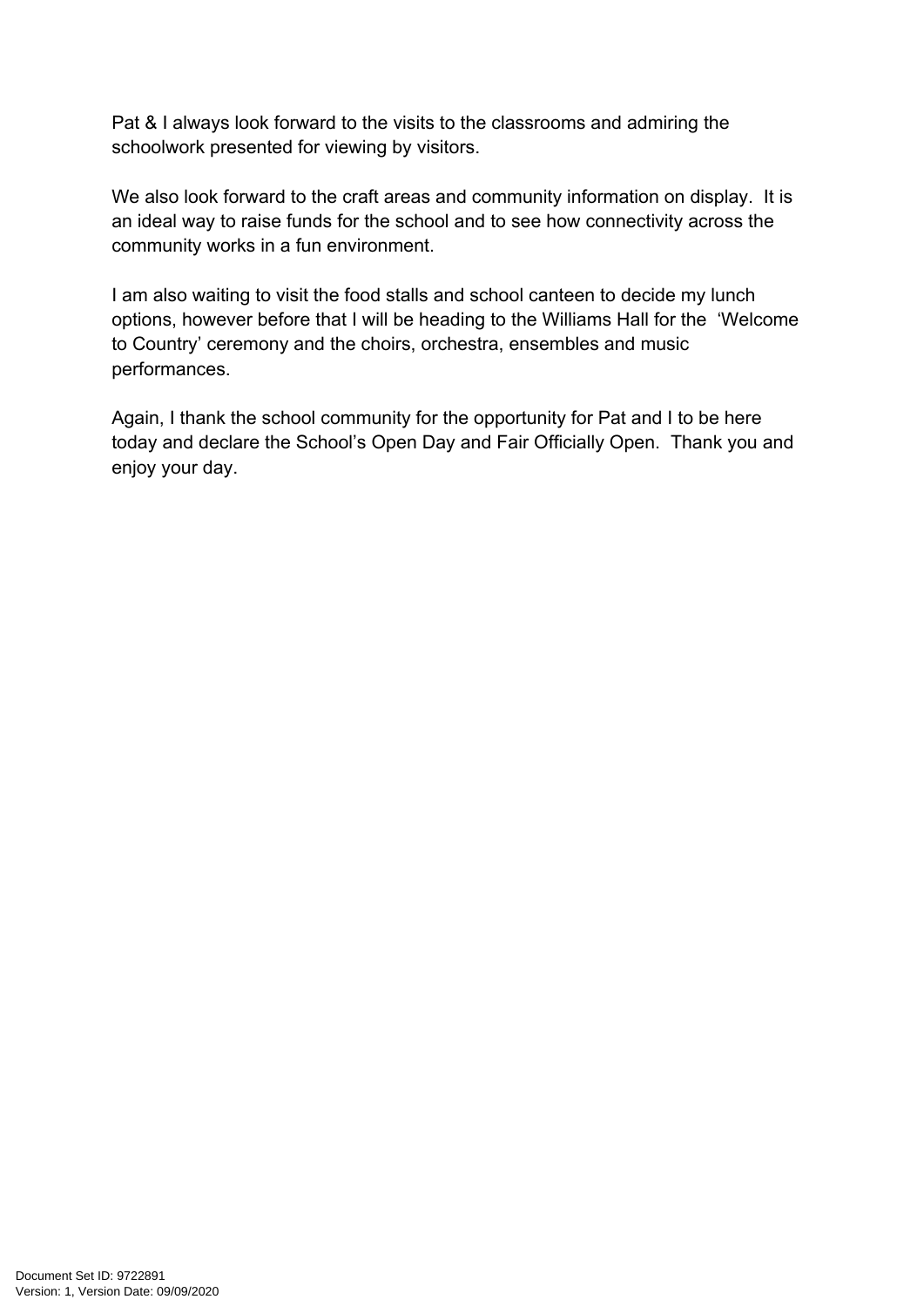Pat & I always look forward to the visits to the classrooms and admiring the schoolwork presented for viewing by visitors.

We also look forward to the craft areas and community information on display. It is an ideal way to raise funds for the school and to see how connectivity across the community works in a fun environment.

I am also waiting to visit the food stalls and school canteen to decide my lunch options, however before that I will be heading to the Williams Hall for the 'Welcome to Country' ceremony and the choirs, orchestra, ensembles and music performances.

Again, I thank the school community for the opportunity for Pat and I to be here today and declare the School's Open Day and Fair Officially Open. Thank you and enjoy your day.

Document Set ID: 9722891
Version: 1, Version Date: 09/09/2020